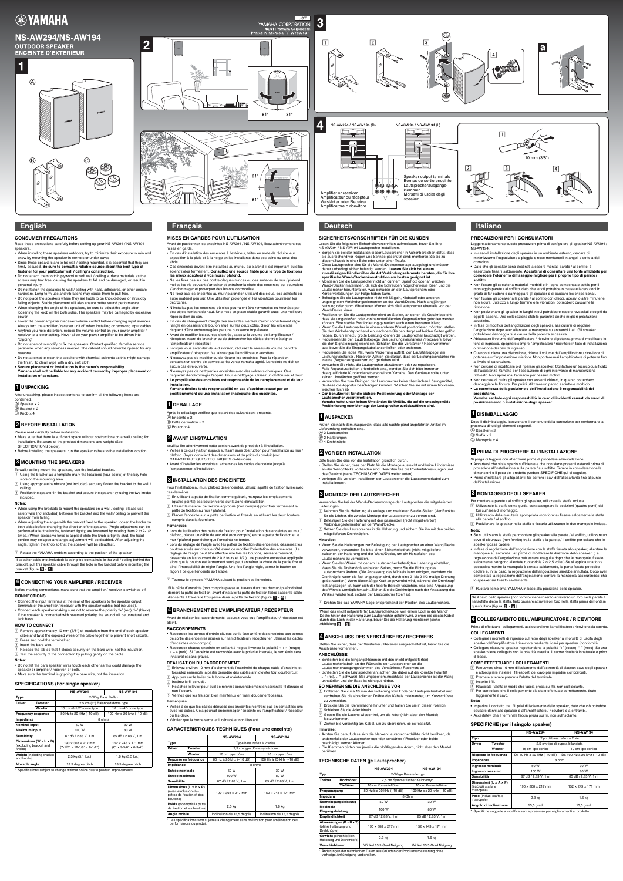# YAMAHA

## NS-AW294/NS-AW194

**OUTDOOR SPEAKER**
**ENCEINTE D'EXTÉRIEUR**

UG

YAMAHA CORPORATION
©2011 Yamaha Corporation
Printed in Indonesia WY60750-1

**1**

Ⓐ Ⓑ Ⓒ

**2**

81° 81°

81°

81°

**3**

1 2 3 4 a

**4**

NS-AW294 / NS-AW194 (R) NS-AW294 / NS-AW194 (L)

Amplifier or receiver
Amplificateur ou récepteur
Verstärker oder Receiver
Amplificatore o ricevitore

Speaker output terminals
Bornes de sortie enceinte
Lautsprecherausgangs-klemmen
Morsetti di uscita degli speaker

1 10 mm (3/8") 2 3 4

## English

### CONSUMER PRECAUTIONS

Read these precautions carefully before setting up your NS-AW294 / NS-AW194 speakers.

- When installing these speakers outdoors, try to minimize their exposure to rain and snow by mounting the speaker in corners or under eaves.
- Since these speakers are to be wall / ceiling mounted, it is essential that they are firmly secured. **Be sure to consult a reliable source about the best type of fastener for your particular wall / ceiling's construction.**
- Do not attach them to thin plywood or soft wall / ceiling surface materials as the screws may tear free, causing the speakers to fall and be damaged, or result in personal injury.
- Do not fasten the speakers to wall / ceiling with nails, adhesives, or other unsafe hardware. Long-term use and vibrations may cause them to pull free.
- Do not place the speakers where they are liable to be knocked over or struck by falling objects. Stable placement will also ensure better sound performance.
- When changing the angle of the speakers, be sure to adjust the angle after loosening the knob on the both sides. The speakers may be damaged by excessive power.
- Lower the power amplifier / receiver volume control before changing input sources. Always turn the amplifier / receiver unit off when installing or removing input cables.
- Anytime you note distortion, reduce the volume control on your power amplifier / receiver to a lower setting. Never allow your power amplifier to be driven into "clipping".
- Do not attempt to modify or fix the speakers. Contact qualified Yamaha service personnel when any service is needed. The cabinet should never be opened for any reasons.
- Do not attempt to clean the speakers with chemical solvents as this might damage the finish. To clean wipe with a dry, soft cloth.
- **Secure placement or installation is the owner's responsibility. Yamaha shall not be liable for any accident caused by improper placement or installation of speakers.**

### 1 UNPACKING

After unpacking, please inspect contents to confirm all the following items are contained.

Ⓐ Speaker × 2
Ⓑ Bracket × 2
Ⓒ Knob × 4

### 2 BEFORE INSTALLATION

Please read carefully before installation.

- Make sure that there is sufficient space without obstructions on a wall / ceiling for installation. Be aware of the product dimensions and weight (See SPECIFICATIONS below).
- Before installing the speakers, run the speaker cables to the installation location.

### 3 MOUNTING THE SPEAKERS

To wall / ceiling mount the speakers, use the included bracket.

1. Using the bracket as a template mark the locations (four points) of the key hole slots on the mounting area.
2. Using appropriate hardware (not included) securely fasten the bracket to the wall / ceiling.
3. Position the speaker in the bracket and secure the speaker by using the two knobs included.

**Notes:**

- When using the brackets to mount the speakers on a wall / ceiling, please use safety wire (not included) between the bracket and the wall / ceiling to prevent the speaker from falling.
- When adjusting the angle with the bracket fixed to the speaker, loosen the knobs on both sides before changing the direction of the speaker. (Angle adjustment can be performed after the knobs, fastened tightly, are loosened by rotating them 2 to 2-1/2 times.) When excessive force is applied while the knob is tightly shut, the fixed portion may collapse and angle adjustment will be disabled. After adjusting the angle, tighten the knob so that the speaker will be steadfast.

4. Rotate the YAMAHA emblem according to the position of the speaker.

If speaker cable (not included) is being fed from a hole in the wall / ceiling behind the bracket, pull the speaker cable through the hole in the bracket before mounting the bracket [figure 3 - a].

### 4 CONNECTING YOUR AMPLIFIER / RECEIVER

Before making connections, make sure that the amplifier / receiver is switched off.

#### CONNECTIONS

- Connect the input terminals at the rear of the speakers to the speaker output terminals of the amplifier / receiver with the speaker cables (not included).
- Connect each speaker making sure not to reverse the polarity "+" (red), "−" (black). If the speaker is connected with reversed polarity, the sound will be unnatural and lack bass.

#### HOW TO CONNECT

1. Remove approximately 10 mm (3/8") of insulation from the end of each speaker cable and twist the exposed wires of the cable together to prevent short circuits.
2. Press and hold the terminal tab.
3. Insert the bare wire.
4. Release the tab so that it closes securely on the bare wire, not the insulation.
5. Test the security of the connection by pulling gently on the cable.

**Notes:**

- Do not let the bare speaker wires touch each other as this could damage the speaker or amplifier / receiver, or both.
- Make sure the terminal is gripping the bare wire, not the insulation.

### SPECIFICATIONS (For single speaker)

| | | NS-AW294 | NS-AW194 |
|---|---|---|---|
| Type | | 2-Way Bass Reflex | |
| Driver | Tweeter | 2.5 cm (1") Balanced dome type | |
| | Woofer | 16 cm (6-1/2") cone type | 10 cm (4") cone type |
| Frequency response | | 60 Hz to 20 kHz (−10 dB) | 100 Hz to 20 kHz (−10 dB) |
| Impedance | | 8 ohms | |
| Nominal input | | 50 W | 30 W |
| Maximum input | | 100 W | 60 W |
| Sensitivity | | 87 dB / 2.83 V, 1 m | 85 dB / 2.83 V, 1 m |
| Dimensions (W × H × D) (excluding bracket and knobs) | | 190 × 308 × 217 mm (7-1/2" × 12-1/8" × 8-1/2") | 152 × 243 × 171 mm (6" × 9-5/8" × 6-3/4") |
| Weight (including bracket and knobs) | | 2.3 kg (5.1 lbs.) | 1.6 kg (3.5 lbs.) |
| Movable angle | | 13.5 degree pitch | 13.5 degree pitch |

* Specifications subject to change without notice due to product improvements.

## Français

### MISES EN GARDES POUR L'UTILISATION

Avant de positionner les enceintes NS-AW294 / NS-AW194, lisez attentivement ces mises en garde.

- En cas d'installation des enceintes à l'extérieur, faites en sorte de réduire leur exposition à la pluie et à la neige en les installants dans des coins ou sous des abris.
- Ces enceintes devant être installées au mur ou au plafond, il est important qu'elles soient fixées fermement. **Consultez une source fiable pour le type de fixations les mieux adaptées à vos murs / plafond.**
- Ne les fixez pas sur des contre-plaqués minces ou des surfaces de mur / plafond molles car les vis peuvent s'arracher et entraîner la chute des enceintes qui pourraient s'endommager et provoquer des lésions corporelles.
- Ne fixez pas les enceintes au mur / plafond en utilisant des clous, des adhésifs ou autre matériel peu sûr. Une utilisation prolongée et les vibrations pourraient les décrocher.
- N'installez pas les enceintes où elles pourraient être renversées ou heurtées par des objets tombant de haut. Une mise en place stable garantit aussi une meilleure reproduction du son.
- En cas de changement d'angle des enceintes, vérifiez d'avoir correctement réglé l'angle en desserrant le bouton situé sur les deux côtés. Sinon les enceintes risquent d'être endommagées par une puissance trop élevée.
- Avant de modifier les sources d'entrées, baissez le volume de l'amplificateur / récepteur. Avant de brancher ou de débrancher les câbles d'entrée éteignez l'amplificateur / récepteur.
- Lorsque vous entendez de la distorsion, réduisez le niveau de volume de votre amplificateur / récepteur. Ne laissez pas l'amplificateur «écrêter».
- N'essayez pas de modifier ou de réparer les enceintes. Pour la réparation, contactez un centre de service après-vente Yamaha agréé. L'enceinte ne doit en aucun cas être ouverte.
- N'essayez pas de nettoyer les enceintes avec des solvants chimiques. Cela risquerait d'endommager l'apprêt. Pour le nettoyage, utilisez un chiffon sec et doux.
- **Le propriétaire des enceintes est responsable de leur emplacement et de leur installation. Yamaha décline toute responsabilité en cas d'accident causé par un positionnement ou une installation inadéquate des enceintes.**

### 1 DEBALLAGE

Après le déballage vérifiez que les articles suivant sont présents.

Ⓐ Enceinte × 2
Ⓑ Patte de fixation × 2
Ⓒ Bouton × 4

### 2 AVANT L'INSTALLATION

Veuillez lire attentivement cette section avant de procéder à l'installation.

- Veillez à ce qu'il y ait un espace suffisant sans obstruction pour l'installation au mur / plafond. Soyez conscient des dimensions et du poids du produit (voir CARACTERISTIQUES TECHNIQUES ci-dessous).
- Avant d'installer les enceintes, acheminez les câbles d'enceinte jusqu'à l'emplacement d'installation.

### 3 INSTALLATION DES ENCEINTES

Pour l'installation au mur / plafond des enceintes, utilisez la patte de fixation livrée avec ces dernières.

1. En utilisant la patte de fixation comme gabarit, marquez les emplacements (quatre points) des boutonnières sur la zone d'installation.
2. Utilisez le matériel de fixation approprié (non compris) pour fixer fermement la patte de fixation au mur / plafond.
3. Placez l'enceinte sur la patte de fixation et fixez-la en utilisant les deux boutons compris dans la fourniture.

**Remarques :**

- Lors de l'utilisation des pattes de fixation pour l'installation des enceintes au mur / plafond, placez un câble de sécurité (non compris) entre la patte de fixation et le mur / plafond pour éviter que l'enceinte ne tombe.
- Lors du réglage de l'angle avec les pattes de fixation des enceintes, desserrez les boutons situés sur chaque côté avant de modifier l'orientation des enceintes. (Le réglage de l'angle peut être effectué une fois les boutons, serrés fermement, desserrés en les tournant de 2 à 2 tours et 1/2.) Une pression excessive appliquée alors que le bouton est fermement serré peut entraîner la chute de la partie fixe et ainsi l'impossibilité de régler l'angle. Une fois l'angle réglé, serrez le bouton de façon à ce que l'enceinte soit stable.

4. Tournez le symbole YAMAHA suivant la position de l'enceinte.

Si le câble d'enceinte (non compris) passe au travers d'un trou du mur / plafond situé derrière la patte de fixation, avant d'installer la patte de fixation faites passer le câble d'enceinte à travers le trou percé dans la patte de fixation (figure 3 - a).

### 4 BRANCHEMENT DE L'AMPLIFICATEUR / RECEPTEUR

Avant de réaliser les raccordements, assurez-vous que l'amplificateur / récepteur est éteint.

#### RACCORDEMENTS

- Raccordez les bornes d'entrée situées sur la face arrière des enceintes aux bornes de sortie des enceintes situées sur l'amplificateur / récepteur en utilisant les câbles d'enceintes (non compris).
- Raccordez chaque enceinte en veillant à ne pas inverser la polarité « + » (rouge), « − » (noir). Si l'enceinte est raccordée avec la polarité inversée, le son sera inaturel et sans basse.

#### REALISATION DU RACCORDEMENT

1. Enlevez environ 10 mm d'isolement de l'extrémité de chaque câble d'enceinte et torsadez ensemble la partie dénudée des câbles afin d'éviter tout court-circuit.
2. Appuyez sur le levier de la borne et maintenez-le.
3. Insérez le fil dénudé.
4. Relâchez le levier pour qu'il se referme convenablement en serrant le fil dénudé et non l'isolant.
5. Vérifiez que les fils sont bien maintenus en tirant doucement dessus.

**Remarques :**

- Veillez à ce que les câbles dénudés des enceintes n'entrent pas en contact les uns avec les autres. Cela pourrait endommager l'enceinte ou l'amplificateur / récepteur ou les deux.
- Vérifiez que la borne serre le fil dénudé et non l'isolant.

### CARACTERISTIQUES TECHNIQUES (Pour une enceinte)

| | | NS-AW294 | NS-AW194 |
|---|---|---|---|
| Type | | Type bass reflex à 2 voies | |
| Driver | Tweeter | 2,5 cm type dôme symétrique | |
| | Woofer | 16 cm type cône | 10 cm type cône |
| Réponse en fréquence | | 60 Hz à 20 kHz (−10 dB) | 100 Hz à 20 kHz (−10 dB) |
| Impédance | | 8 ohms | |
| Entrée nominale | | 50 W | 30 W |
| Entrée maximum | | 100 W | 60 W |
| Sensibilité | | 87 dB / 2,83 V, 1 m | 85 dB / 2,83 V, 1 m |
| Dimensions (L × H × P) (avec exclusion des pattes de fixation et des boutons) | | 190 × 308 × 217 mm | 152 × 243 × 171 mm |
| Poids (y compris la patte de fixation et les boutons) | | 2,3 kg | 1,6 kg |
| Angle mobile | | inclinaison de 13,5 degrés | inclinaison de 13,5 degrés |

* Les spécifications sont sujettes à changement sans notification pour amélioration des performances du produit.

## Deutsch

### SICHERHEITSVORSCHRIFTEN FÜR DIE KUNDEN

Lesen Sie die folgenden Sicherheitsvorschriften aufmerksam, bevor Sie Ihre NS-AW294 / NS-AW194 Lautsprecher installieren.

- Sorgen Sie bei der Installation dieser Lautsprecher in Außenbereichen dafür, dass sie ausreichend vor Regen und Schnee geschützt sind; montieren Sie sie zu diesem Zweck in einer Ecke oder unter einer Traufe.
- Diese Lautsprecher sind für die Wand-/Deckenmontage ausgelegt und müssen daher unbedingt sicher befestigt werden. **Lassen Sie sich bei einem zuverlässigen Händler über die Art Verbindungselemente beraten, die für Ihre spezifische Wand-/Deckenkonstruktion am besten geeignet ist.**
- Montieren Sie die Lautsprecher nicht an dünnem Sperrholz oder an weichen Wand-/Deckenmaterialien, da sich die Schrauben möglicherweise lösen und die Lautsprecher herunterfallen, was Schäden an den Lautsprechern oder Körperverletzungen zur Folge haben kann.
- Befestigen Sie die Lautsprecher nicht mit Nägeln, Klebstoff oder anderen ungeeigneten Verbindungselementen an der Wand/Decke. Nach langjähriger Nutzung oder durch Vibrationen können sich die Lautsprecher ebenfalls von der Wand/Decke lösen.
- Positionieren Sie die Lautsprecher nicht an Stellen, an denen die Gefahr besteht, dass sie umgestoßen oder von herunterfallenden Gegenständen getroffen werden können. Eine stabile Positionierung garantiert auch einen besseren Klang.
- Wenn Sie die Lautsprecher in einem anderen Winkel positionieren möchten, stellen Sie den Winkel entsprechend ein, nachdem Sie den Knopf auf beiden Seiten gelöst haben. Durch eine zu große Leistung können die Lautsprecher beschädigt werden.
- Reduzieren Sie den Lautstärkepegel des Leistungsverstärkers / Receivers, bevor Sie den Signaleingang wechseln. Schalten Sie der Verstärker / Receiver immer aus, bevor Sie die Eingangskabel anschließen oder entfernen.
- Reduzieren Sie jeden Mal, wenn Verzerrung auftritt, den Lautstärkepegel am Leistungsverstärker / Receiver. Achten Sie darauf, dass der Leistungsverstärker nie in eine „Begrenzungsverzerrung" getrieben wird.
- Versuchen Sie nicht, die Lautsprecher abzuändern oder zu reparieren. Falls Reparaturarbeiten erforderlich sind, wenden Sie sich bitte immer an das qualifizierte Kundendienstpersonal von Yamaha. Das Gehäuse sollte unter keinen Umständen geöffnet werden.
- Verwenden Sie zum Reinigen der Lautsprecher keine chemischen Lösungsmittel, da diese die Appretur beschädigen könnten. Wischen Sie sie mit einem trockenen, weichen Tuch ab.
- **Der Benutzer ist für die sichere Positionierung oder Montage der Lautsprecher verantwortlich. Yamaha haftet unter keinen Umständen für Unfälle, die auf die unsachgemäße Positionierung oder Montage der Lautsprecher zurückzuführen sind.**

### 1 AUSPACKEN

Prüfen Sie nach dem Auspacken, dass alle nachfolgend angeführten Artikel im Lieferumfang enthalten sind.

Ⓐ 2 Lautsprecher
Ⓑ 2 Halterungen
Ⓒ 4 Drehknöpfe

### 2 VOR DER INSTALLATION

Bitte lesen Sie dies vor der Installation gründlich durch.

- Stellen Sie sicher, dass der Platz für die Montage ausreicht und keine Hindernisse an der Wand/Decke vorhanden sind. Beachten Sie die Produktabmessungen und das Gewicht (siehe TECHNISCHE DATEN weiter unten).
- Verlegen Sie vor dem Installieren der Lautsprecher die Lautsprecherkabel zum Installationsort.

### 3 MONTAGE DER LAUTSPRECHER

Verwenden Sie bei der Wand-/Deckenmontage der Lautsprecher die mitgelieferten Halterungen.

1. Nehmen Sie die Halterung als Vorlage und markieren Sie die Stellen (vier Punkte) für die Löcher, die zwecks Montage der Lautsprecher zu bohren sind.
2. Befestigen Sie die Halterung mit den passenden (nicht mitgelieferten) Verbindungselementen an der Wand/Decke.
3. Setzen Sie den Lautsprecher in die Halterung und sichern Sie ihn mit den beiden mitgelieferten Drehknöpfen.

**Hinweise:**

- Wenn Sie die Halterungen zur Befestigung der Lautsprecher an einer Wand/Decke verwenden, verwenden Sie bitte einen Sicherheitsdraht (nicht mitgeliefert) zwischen der Halterung und der Wand/Decke, um ein Herabfallen des Lautsprechers zu vermeiden.
- Wenn Sie den Winkel mit der am Lautsprecher befestigten Halterung einstellen, lösen Sie die Drehknöpfe an beiden Seiten, bevor Sie die Richtung des Lautsprechers ändern. (Die Anpassung des Winkels kann erfolgen, nachdem die Drehknöpfe, wenn sie fest angezogen sind, durch eine 2- bis 2 1/2-malige Drehung gelöst wurden.) Wenn übermäßige Kraft angewendet wird, während der Drehknopf fest angezogen ist, kann sich der fixierte Bereich verziehen, was eine Anpassung des Winkels unmöglich macht. Ziehen Sie die Drehknöpfe nach der Anpassung des Winkels wieder fest, sodass der Lautsprecher fixiert ist.

4. Drehen Sie das YAMAHA-Logo entsprechend der Position des Lautsprechers.

Wenn das (nicht mitgelieferte) Lautsprecherkabel von einem Loch in der Wand/Decke hinter der Halterung zum Lautsprecher geführt wird, ziehen Sie dieses Kabel durch das Loch in der Halterung, bevor Sie die Halterung montieren [siehe Abbildung 3 - a].

### 4 ANSCHLUSS DES VERSTÄRKERS / RECEIVERS

Stellen Sie sicher, dass der Verstärker / Receiver ausgeschaltet ist, bevor Sie die Anschlüsse vornehmen.

#### ANSCHLÜSSE

- Schließen Sie die Eingangsklemmen mit den (nicht mitgelieferten) Lautsprecherkabeln an der Rückseite der Lautsprecher an die Lautsprecherausgangsklemmen des Verstärkers / Receivers an.
- Schließen Sie die Lautsprecher an; achten Sie dabei auf die korrekte Polarität „+" (rot), „−" (schwarz). Bei umgepoltem Anschluss der Lautsprecher ist der Klang unnatürlich und der Bass ist nicht gut hörbar.

#### SO NEHMEN SIE DIE ANSCHLÜSSE VOR

1. Entfernen Sie circa 10 mm der Isolierung vom Ende der Lautsprecherkabel und verdrehen Sie die abisolierten Drähte des Kabels miteinander, um Kurzschlüsse zu vermeiden.
2. Drücken Sie die Klemmlasche hinunter und halten Sie sie in dieser Position.
3. Schieben Sie die Ader hinein.
4. Geben Sie die Lasche wieder frei, um die Ader (nicht aber den Mantel) festzuklemmen.
5. Ziehen Sie vorsichtig am Kabel, um zu überprüfen, ob es fest sitzt.

**Hinweise:**

- Achten Sie darauf, dass sich die blanken Lautsprecherdrähte nicht berühren, da andernfalls der Lautsprecher oder der Verstärker / Receiver oder beide beschädigt werden können.
- Die Klemmen dürfen nur jeweils die bloßliegenden Adern, nicht aber den Mantel berühren.

### TECHNISCHE DATEN (je Lautsprecher)

| | | NS-AW294 | NS-AW194 |
|---|---|---|---|
| Typ | | 2-Wege Bassreflextyp | |
| Treiber | Hochtöner | 2,5 cm Symmetrischer Kalottentyp | |
| | Tieftöner | 16 cm Konuslautsprecher | 10 cm Konuslautsprecher |
| Frequenzgang | | 60 Hz bis 20 kHz (−10 dB) | 100 Hz bis 20 kHz (−10 dB) |
| Impedanz | | 8 Ohm | |
| Nenneingangsleistung | | 50 W | 30 W |
| Maximale Eingangsleistung | | 100 W | 60 W |
| Empfindlichkeit | | 87 dB / 2,83 V, 1 m | 85 dB / 2,83 V, 1 m |
| Abmessungen (B × H × T) (ohne Halterung und Drehknöpfe) | | 190 × 308 × 217 mm | 152 × 243 × 171 mm |
| Gewicht (einschließlich Halterung und Drehknöpfe) | | 2,3 kg | 1,6 kg |
| Verstellbarer | | Winkel 13,5 Grad Neigung | Winkel 13,5 Grad Neigung |

* Änderungen der technischen Daten aus Gründen der Produktverbesserung ohne vorherige Ankündigung vorbehalten.

## Italiano

### PRECAUZIONI PER I CONSUMATORI

Leggere attentamente queste precauzioni prima di configurare gli speaker NS-AW294 / NS-AW194.

- In caso di installazione degli speaker in un ambiente esterno, cercare di minimizzarne l'esposizione a pioggia e neve montandoli in angoli o sotto a dei cornicioni.
- Dato che gli speaker sono destinati a essere montati parete / al soffitto, è essenziale fissarli saldamente. **Accertarsi di consultare una fonte affidabile per conoscere l'elemento di fissaggio migliore per il proprio tipo di parete / soffitto.**
- Non fissare gli speaker a materiali morbidi o in legno compensato sottile per il montaggio parete / al soffitto, dato che le viti potrebbero causare lacerazioni in grado di far cadere e danneggiare gli speaker o di causare lesioni personali.
- Non fissare gli speaker alla parete / al soffitto con chiodi, adesivi o altre minuterie non sicure. L'utilizzo a lungo termine e le vibrazioni potrebbero causarne la rimozione.
- Non posizionare gli speaker in luoghi in cui potrebbero essere rovesciati o colpiti da oggetti cadenti. Una collocazione stabile garantirà anche migliori prestazioni acustiche.
- In fase di modifica dell'angolazione degli speaker, assicurarsi di regolare l'angolazione dopo aver allentato la manopola su entrambi i lati. Gli speaker potrebbero danneggiarsi a causa della potenza eccessiva.
- Abbassare il volume dell'amplificatore / ricevitore di potenza prima di modificare le fonti di ingresso. Spegnere sempre l'amplificatore / ricevitore in fase di installazione o rimozione dei cavi di ingresso.
- Quando si rileva una distorsione, ridurre il volume dell'amplificatore / ricevitore di potenza a un'impostazione inferiore. Non portare mai l'amplificatore di potenza fino al livello di saturazione.
- Non cercare di modificare o di riparare gli speaker. Contattare un tecnico qualificato dell'assistenza Yamaha per l'esecuzione di ogni intervento di manutenzione richiesto. Non aprire mai l'armadio per nessun motivo.
- Non cercare di pulire gli speaker con solventi chimici, in quanto potrebbero danneggiare la finitura. Per pulirli utilizzare un panno asciutto e morbido.
- **La correttezza della posizione e dell'installazione è responsabilità del proprietario. Yamaha esclude ogni responsabilità in caso di incidenti causati da errori di posizionamento o installazione degli speaker.**

### 1 DISIMBALLAGGIO

Dopo il disimballaggio, ispezionare il contenuto della confezione per confermare la presenza di tutti gli elementi seguenti.

Ⓐ Speaker × 2
Ⓑ Staffa × 2
Ⓒ Manopola × 4

### 2 PRIMA DI PROCEDERE ALL'INSTALLAZIONE

Si prega di leggere con attenzione prima di procedere all'installazione.

- Accertarsi che vi sia spazio sufficiente e che non siano presenti ostacoli prima di procedere all'installazione sulla parete / sul soffitto. Tenere in considerazione le dimensioni e il peso del prodotto (vedere SPECIFICHE qui di seguito).
- Prima d'installare gli altoparlanti, far correre i cavi dell'altoparlante fino al punto dell'installazione.

### 3 MONTAGGIO DEGLI SPEAKER

Per montare a parete / al soffitto gli speaker, utilizzare la staffa inclusa.

1. Utilizzando la staffa come guida, contrassegnare le posizioni (quattro punti) dei fori sull'area di montaggio.
2. Utilizzando della minuteria appropriata (non fornita) fissare saldamente la staffa alla parete / al soffitto.
3. Posizionare lo speaker nella staffa e fissarlo utilizzando le due manopole incluse.

**Note:**

- Se si utilizzano le staffe per montare gli speaker alla parete / al soffitto, utilizzare un cavo di sicurezza (non fornito) tra la staffa e la parete / il soffitto per evitare che lo speaker possa cadere.
- In fase di regolazione dell'angolazione con la staffa fissata allo speaker, allentare le manopole su entrambi i lati prima di modificare la direzione dello speaker. (La regolazione dell'angolazione può essere eseguita dopo che le manopole, fissate saldamente, vengono allentate ruotandole 2 o 2,5 volte.) Se si applica una forza eccessiva mentre la manopola è serrata saldamente, la parte fissata potrebbe cedere e, in tal caso, la regolazione dell'angolazione sarebbe annullata. Dopo aver completato la regolazione dell'angolazione, serrare la manopola assicurandosi che lo speaker sia fissato saldamente.

4. Ruotare l'emblema YAMAHA in base alla posizione dello speaker.

Se il cavo dello speaker (non fornito) viene inserito attraverso un foro nella parete / nel soffitto dietro la staffa, farlo passare attraverso il foro nella staffa prima di montare quest'ultima (figura 3 - a).

### 4 COLLEGAMENTO DELL'AMPLIFICATORE / RICEVITORE

Prima di effettuare i collegamenti, assicurarsi che l'amplificatore / ricevitore sia spento.

#### COLLEGAMENTI

- Collegare i morsetti di ingresso sul retro degli speaker ai morsetti di uscita degli speaker dell'amplificatore / ricevitore mediante i cavi per speaker (non forniti).
- Collegare ciascuno speaker rispettandone la polarità "+" (rosso), "−" (nero). Se uno speaker viene collegato con la polarità invertita, il suono risulterà innaturale e privo di bassi.

#### COME EFFETTUARE I COLLEGAMENTI

1. Rimuovere circa 10 mm di isolamento dall'estremità di ciascun cavo degli speaker e attorcigliare insieme i fili esposti del cavo per impedire cortocircuiti.
2. Premere e tenere premuta l'aletta del terminale.
3. Inserire i fili.
4. Rilasciare l'aletta in modo che faccia presa sui fili, non sull'isolante.
5. Per controllare che il collegamento sia stato effettuato correttamente, tirare leggermente il cavo.

**Note:**

- Impedire il contatto tra i fili privi di isolamento dello speaker, dato che ciò potrebbe causare danni allo speaker o all'amplificatore / ricevitore o a entrambi.
- Accertarsi che il terminale faccia presa sui fili, non sull'isolante.

### SPECIFICHE (per il singolo speaker)

| | | NS-AW294 | NS-AW194 |
|---|---|---|---|
| Tipo | | Tipo di bass reflex a 2 vie | |
| Driver | Tweeter | 2,5 cm tipo di cupola bilanciata | |
| | Woofer | 16 cm tipo conico | 10 cm tipo conico |
| Risposta in frequenza | | Da 60 Hz a 20 kHz (−10 dB) | Da 100 Hz a 20 kHz (−10 dB) |
| Impedenza | | 8 ohm | |
| Ingresso nominale | | 50 W | 30 W |
| Ingresso massimo | | 100 W | 60 W |
| Sensibilità | | 87 dB / 2,83 V, 1 m | 85 dB / 2,83 V, 1 m |
| Dimensioni (L × A × P) (esclusa staffa e manopole) | | 190 × 308 × 217 mm | 152 × 243 × 171 mm |
| Peso (inclusi staffa e manopole) | | 2,3 kg | 1,6 kg |
| Angolo di inclinazione | | 13,5 gradi | 13,5 gradi |

* Specifiche soggette a modifica senza preavviso per miglioramenti al prodotto.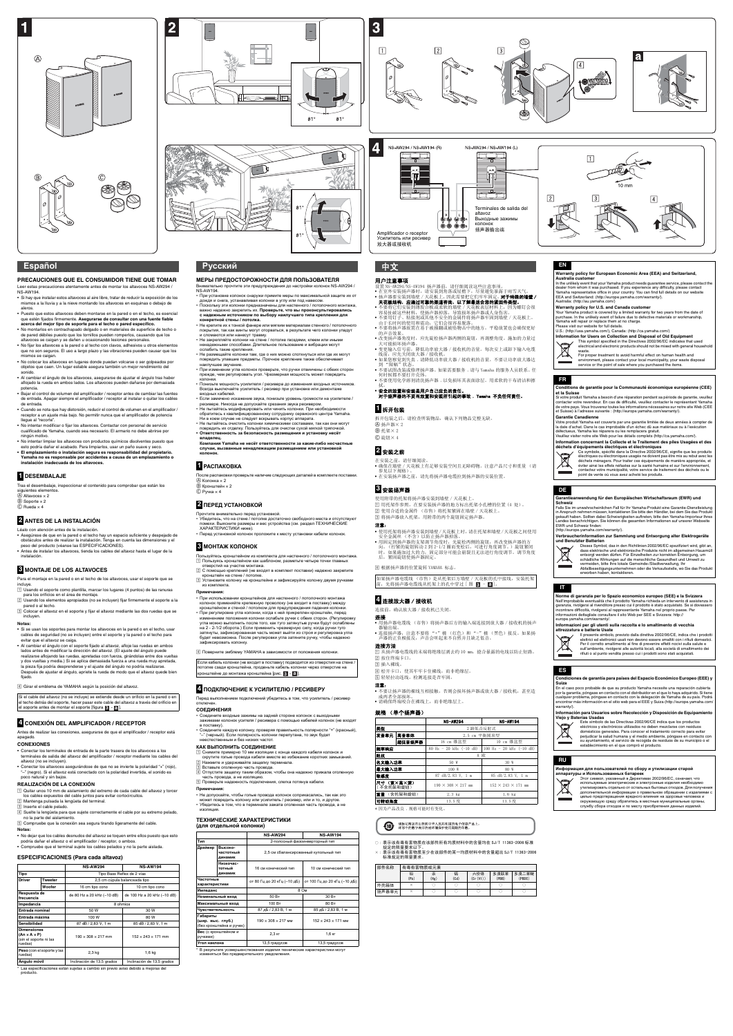1

Ⓐ

Ⓑ Ⓒ

2

81°

3

a

4

NS-AW294 / NS-AW194 (R)

NS-AW294 / NS-AW194 (L)

10 mm

Terminales de salida del altavoz
Выходные зажимы колонок
扬声器输出端

Amplificador o receptor
Усилитель или ресивер
放大器或接收机

## Español

### PRECAUCIONES QUE EL CONSUMIDOR TIENE QUE TOMAR

Leer estas precauciones atentamente antes de montar los altavoces NS-AW294 / NS-AW194.

- Si hay que instalar estos altavoces al aire libre, tratar de reducir la exposición de los mismos a la lluvia y a la nieve montando los altavoces en esquinas o debajo de aleros.
- Puesto que estos altavoces deben montarse en la pared o en el techo, es esencial que estén fijados firmemente. **Asegurarse de consultar con una fuente fiable acerca del mejor tipo de soporte para el techo o pared específico.**
- No montarlos en contrachapado delgado o en materiales de superficie de techo o de pared débiles puesto que los tornillos pueden romperlos, causando que los altavoces se caigan y se dañen u ocasionando lesiones personales.
- No fijar los altavoces a la pared o al techo con clavos, adhesivos u otros elementos que no sean seguros. El uso a largo plazo y las vibraciones pueden causar que los mismos se caigan.
- No colocar los altavoces en lugares donde puedan volcarse o ser golpeados por objetos que caen. Un lugar estable asegura también un mejor rendimiento del sonido.
- Al cambiar el ángulo de los altavoces, asegurarse de ajustar el ángulo tras haber aflojado la rueda en ambos lados. Los altavoces pueden dañarse por demasiada potencia.
- Bajar el control de volumen del amplificador / receptor antes de cambiar las fuentes de entrada. Apagar siempre el amplificador / receptor al instalar o quitar los cables de entrada.
- Cuando se nota que hay distorsión, reducir el control de volumen en el amplificador / receptor a un ajuste más bajo. No permitir nunca que el amplificador de potencia llegue al "recorte".
- No intentar modificar o fijar los altavoces. Contactar con personal de servicio cualificado de Yamaha, cuando sea necesario. El armario no debe abrirse por ningún motivo.
- No intentar limpiar los altavoces con productos químicos disolventes puesto que esto podría dañar el acabado. Para limpiarlos, usar un paño suave y seco.
- **El emplazamiento o instalación segura es responsabilidad del propietario. Yamaha no es responsable por accidentes a causa de un emplazamiento o instalación inadecuada de los altavoces.**

### 1 DESEMBALAJE

Tras el desembalaje, inspeccionar el contenido para comprobar que están los siguientes elementos.

Ⓐ Altavoces × 2
Ⓑ Soporte × 2
Ⓒ Rueda × 4

### 2 ANTES DE LA INSTALACIÓN

Léalo con atención antes de la instalación.

- Asegúrese de que en la pared o el techo hay un espacio suficiente y despejado de obstáculos antes de realizar la instalación. Tenga en cuenta las dimensiones y el peso del producto (véanse las ESPECIFICACIONES).
- Antes de instalar los altavoces, tienda los cables del altavoz hasta el lugar de la instalación.

### 3 MONTAJE DE LOS ALTAVOCES

Para el montaje en la pared o en el techo de los altavoces, usar el soporte que se incluye.

1 Usando el soporte como plantilla, marcar los lugares (4 puntos) de las ranuras para los orificios en el área de montaje.
2 Usando los elementos apropiados (no se incluyen) fijar firmemente el soporte a la pared o al techo.
3 Colocar el altavoz en el soporte y fijar el altavoz mediante las dos ruedas que se incluyen.

**Notas:**

- Si se usan los soportes para montar los altavoces en la pared o en el techo, usar cables de seguridad (no se incluyen) entre el soporte y la pared o el techo para evitar que el altavoz se caiga.
- Al cambiar el ángulo con el soporte fijado al altavoz, afloje las ruedas en ambos lados antes de modificar la dirección del altavoz. (El ajuste del ángulo puede realizarse aflojando las ruedas, apretadas con fuerza, girándolas entre dos vueltas y dos vueltas y media.) Si se aplica demasiada fuerza a una rueda muy apretada, la pieza fija podría desprenderse y el ajuste del ángulo no podría realizarse. Después de ajustar el ángulo, apriete la rueda de modo que el altavoz quede bien fijado.

4 Girar el emblema de YAMAHA según la posición del altavoz.

Si el cable del altavoz (no se incluye) se extiende desde un orificio en la pared o en el techo detrás del soporte, hacer pasar este cable del altavoz a través del orificio en el soporte antes de montar el soporte (figura 3 - a).

### 4 CONEXIÓN DEL AMPLIFICADOR / RECEPTOR

Antes de realizar las conexiones, asegurarse de que el amplificador / receptor está apagado.

**CONEXIONES**

- Conectar los terminales de entrada de la parte trasera de los altavoces a los terminales de salida del altavoz del amplificador / receptor mediante los cables del altavoz (no se incluyen).
- Conectar los altavoces asegurándose de que no se invierte la polaridad "+" (rojo), "–" (negro). Si el altavoz está conectado con la polaridad invertida, el sonido es poco natural y sin bajos.

**REALIZACIÓN DE LA CONEXIÓN**

1 Quitar unos 10 mm de aislamiento del extremo de cada cable del altavoz y torcer los cables expuestos del cable juntos para evitar cortocircuitos.
2 Mantenga pulsada la lengüeta del terminal.
3 Inserte el cable pelado.
4 Suelte la lengüeta para que sujete correctamente el cable por su extremo pelado, no la parte del aislamiento.
5 Compruebe que la conexión sea segura tirando ligeramente del cable.

**Notas:**

- No dejar que los cables desnudos del altavoz se toquen entre ellos puesto que eso podría dañar el altavoz o el amplificador / receptor, o ambos.
- Compruebe que el terminal sujete los cables pelados y no la parte aislada.

### ESPECIFICACIONES (Para cada altavoz)

| | | NS-AW294 | NS-AW194 |
|---|---|---|---|
| Tipo | | Tipo Bass Reflex de 2 vías | |
| Driver | Tweeter | 2,5 cm cúpula balanceada tipo | |
| | Woofer | 16 cm tipo cono | 10 cm tipo cono |
| Respuesta de frecuencia | | de 80 Hz a 20 kHz (–10 dB) | de 100 Hz a 20 kHz (–10 dB) |
| Impedancia | | 8 ohmios | |
| Entrada nominal | | 50 W | 30 W |
| Entrada máxima | | 100 W | 80 W |
| Sensibilidad | | 87 dB / 2,83 V, 1 m | 85 dB / 2,83 V, 1 m |
| Dimensiones (An × Al × P) (sin el soporte ni las ruedas) | | 190 × 308 × 217 mm | 152 × 243 × 171 mm |
| Peso (con el soporte y las ruedas) | | 2,3 kg | 1,6 kg |
| Ángulo móvil | | Inclinación de 13,5 grados | Inclinación de 13,5 grados |

* Las especificaciones están sujetas a cambio sin previo aviso debido a mejoras del producto.

## Русский

### МЕРЫ ПРЕДОСТОРОЖНОСТИ ДЛЯ ПОЛЬЗОВАТЕЛЯ

Внимательно прочтите эти предупреждения до настройки колонок NS-AW294 / NS-AW194.

- При установке колонок снаружи примите меры по максимальной защите их от дождя и снега, устанавливая колонки в углу или под навесом.
- Поскольку эти колонки предназначены для настенного / потолочного монтажа, важно надежно закрепить их. **Проверьте, что вы проконсультировались с надежным источником по выбору наилучшего типа крепления для конкретной стены / потолка.**
- Не крепите их к тонкой фанере или мягким материалам стенного / потолочного покрытия, так как винты могут оторваться, в результате чего колонки упадут и сломаются или нанесут травму.
- Не закрепляйте колонки на стене / потолке гвоздями, клеем или иными ненадежными способами. Длительное пользование и вибрации могут ослабить такие крепления.
- Не размещайте колонки там, где их можно опрокинуть или где их могут повредить упавшие предметы. Прочное крепление также обеспечивает наилучшее звучание.
- При изменении угла колонок проверьте, что ручки отвинчены с обеих сторон прежде, чем регулировать угол. Избыточная мощность может повредить колонки.
- Понизьте мощность усилителя / ресивера до изменения входных источников. Всегда выключайте усилитель / ресивер при установке или демонтаже входных кабелей.
- Если замечено искажение звука, понизьте уровень громкости на усилителе / ресивере. Никогда не допускайте срезания звука ресивером.
- Не пытайтесь модифицировать или чинить колонки. При необходимости обратитесь к квалифицированному сотруднику сервисного центра Yamaha. Ни в коем случае не следует вскрывать корпус аппарата.
- Не пытайтесь очистить колонки химическими составами, так как они могут повредить их отделку. Пользуйтесь для очистки сухой мягкой тряпочкой.
- **Ответственность за безопасность размещения и установку несёт владелец. Компания Yamaha не несёт ответственности за какие-либо несчастные случаи, вызванные ненадлежащим размещением или установкой колонок.**

### 1 РАСПАКОВКА

После распаковки проверьте наличие следующих деталей в комплекте поставки.

Ⓐ Колонка × 2
Ⓑ Кронштейн × 2
Ⓒ Ручка × 4

### 2 ПЕРЕД УСТАНОВКОЙ

Прочтите внимательно перед установкой.

- Убедитесь, что на стене / потолке достаточно свободного места и отсутствуют помехи. Выясните размеры и вес устройства (см. раздел ТЕХНИЧЕСКИЕ ХАРАКТЕРИСТИКИ ниже).
- Перед установкой колонок проложите к месту установки кабели колонок.

### 3 МОНТАЖ КОЛОНОК

Пользуйтесь кронштейном из комплекта для настенного / потолочного монтажа.

1 Пользуясь кронштейном как шаблоном, разметьте четыре точки главных отверстий на участке монтажа.
2 С помощью креплений (не входят в комплект поставки) надежно закрепите кронштейн на стене / потолке.
3 Установите колонку на кронштейне и зафиксируйте колонку двумя ручками из комплекта.

**Примечания:**

- При использовании кронштейнов для настенного / потолочного монтажа колонок применяйте крепежную проволоку (не входит в поставку) между кронштейном и стеной / потолком для предотвращения падения колонки.
- При регулировке угла колонки, когда к ней прикреплен кронштейн, перед изменением положения колонки ослабьте ручки с обеих сторон. (Регулировку угла можно выполнить после того, как туго затянутые ручки будут ослаблены на 2 - 2-1/2 оборота.) Если приложить чрезмерную силу, когда ручка туго затянута, зафиксированная часть может выйти из строя и регулировка угла будет невозможна. После регулировки угла затяните ручку, чтобы надежно зафиксировать колонку.

4 Поверните эмблему YAMAHA в зависимости от положения колонки.

Если кабель колонки (не входит в поставку) подводится из отверстия на стене / потолке сзади кронштейна, проденьте кабель колонки через отверстие на кронштейне до монтажа кронштейна (рис. 3 - a).

### 4 ПОДКЛЮЧЕНИЕ К УСИЛИТЕЛЮ / РЕСИВЕРУ

Перед выполнением подключений убедитесь в том, что усилитель / ресивер отключен.

**СОЕДИНЕНИЯ**

- Соедините входные зажимы на задней стороне колонок с выходными зажимами колонок усилителя / ресивера с помощью кабелей колонок (не входят в поставку).
- Соедините каждую колонку, проверяя правильность полярности "+" (красный), "–" (черный). Если полярность колонки перепутана, то звук будет неестественным и без низких частот.

**КАК ВЫПОЛНИТЬ СОЕДИНЕНИЕ**

1 Снимите примерно 10 мм изоляции с конца каждого кабеля колонок и скрутите голые провода кабеля вместе во избежание коротких замыканий.
2 Нажмите и удерживайте защелку терминала.
3 Вставьте оголенную часть провода.
4 Отпустите защелку таким образом, чтобы она надежно прижала оголенную часть провода, а не изоляцию.
5 Проверьте надежность подключения, слегка потянув кабель.

**Примечания:**

- Не допускайте, чтобы голые провода колонок соприкасались, так как это может повредить колонку или усилитель / ресивер, или то, и другое.
- Убедитесь в том, что в терминале зажата оголенная часть провода, а не изоляция.

### ТЕХНИЧЕСКИЕ ХАРАКТЕРИСТИКИ (для отдельной колонки)

| | | NS-AW294 | NS-AW194 |
|---|---|---|---|
| Тип | | 2-полосный фазоинверторный тип | |
| Драйвер | Высоко-частотный динамик | 2,5 см сбалансированный купольный тип | |
| | Низкочастотный динамик | 16 см конический тип | 10 см конический тип |
| Частотные характеристики | | от 80 Гц до 20 кГц (–10 дБ) | от 100 Гц до 20 кГц (–10 дБ) |
| Импеданс | | 8 Ом | |
| Номинальный вход | | 50 Вт | 30 Вт |
| Максимальный вход | | 100 Вт | 80 Вт |
| Чувствительность | | 87 дБ / 2,83 В, 1 м | 85 дБ / 2,83 В, 1 м |
| Габариты (шир. выс. глуб.) (без кронштейна и ручек) | | 190 × 308 × 217 мм | 152 × 243 × 171 мм |
| Вес (с кронштейном и ручками) | | 2,3 кг | 1,6 кг |
| Угол наклона | | 13,5 градусов | 13,5 градусов |

* В результате усовершенствования изделия технические характеристики могут изменяться без предварительного уведомления.

## 中文

### 用户注意事项

设置 NS-AW294/NS-AW194 扬声器前，请仔细阅读这些注意事项。

- 在室外安装扬声器时，请安装到角落或檐下，尽量避免暴露于雨雪天气。
- 扬声器要安装到墙壁 / 天花板上，因此需要妥善固定。**对于特殊的墙壁 / 天花板结构，应确定可靠的渠道咨询，以了解最适合您的安装件类型。**
- 不要将它们安装到薄的胶合板或柔软的墙壁 / 天花板表面材料上，因为螺钉会很容易拉脱，导致扬声器掉落，使得扬声器损坏或人身伤害。
- 不要用钉子、粘接剂或其他不安全的金属件将扬声器牢固到墙壁 / 天花板上。由于长时间的使用和振动，它们会很容易脱落。
- 不要将扬声器放置在易于翻倒或被掉落物体砸中的地方。平稳放置也会增强扬声器的声音效果。
- 改变扬声器角度时，应先拧松两侧的扬声器旋钮，再调整角度。施加过大的力可能损坏扬声器。
- 变更输入信号源前，降低放大器 / 接收机的音量。每次安装或断开输入电缆前，应先关闭放大器 / 接收机。
- 如果您察觉声音失真，请降低放大器 / 接收机上的音量。不要让放大器进入"削顶"状态。
- 不要试图改装或维修扬声器，如需要服务，请与 Yamaha 的服务人员联系。任何时候都不要打开外壳。
- 不要使用化学溶剂清洗扬声器，以免损坏其表面涂层。用柔软的干布清洁扬声器。
- **安全的放置和安装是用户自己应负的责任。对于扬声器由于放置或安装不当所引起的事故，Yamaha 不负任何责任。**

### 1 拆开包装

拆开包装之后，请检查所装物品，确认下列物品完整无缺。

Ⓐ 扬声器 × 2
Ⓑ 托架 × 2
Ⓒ 旋钮 × 4

### 2 安装之前

在安装之前，请仔细阅读。

- 确保在墙壁 / 天花板上有足够的安装空间且无障碍物。注意产品尺寸和重量（请参见以下规格）。
- 在安装扬声器之前，请先将扬声器电缆拉到扬声器的安装位置。

### 3 安装扬声器

使用附带的托架将扬声器安装到墙壁 / 天花板上。

1 用托架作模板，在要安装扬声器的地方标出托架小孔槽的位置（4 处）。
2 使用合适的金属件（市购）将托架牢固在墙壁 / 天花板上。
3 将扬声器放入托架，用附带的两个旋钮固定扬声器。

**注意：**

- 使用托架将扬声器安装到墙壁 / 天花板上时，请在托架和墙壁 / 天花板之间使用安全钢丝（不含）以防止扬声器掉落。
- 用固定到扬声器的支架调节角度时，先松开两侧的旋钮，再改变扬声器的方向。（拧紧的旋钮回旋 2 到 2-1/2 圈变松后，可进行角度调整。）旋钮紧固时，如果施加过大的力，固定部分可能会损坏且无法进行角度调整。调节角度后，紧固旋钮使扬声器固定。

4 根据扬声器的位置旋转 YAMAHA 标志。

如果扬声器电缆（市购）是从托架后方墙壁 / 天花板的孔中拉线，安装托架前，先将扬声器电缆从托架上的孔中穿过（图 3 - a）。

### 4 连接放大器 / 接收机

连接前，确认放大器 / 接收机已关闭。

**连接**

- 用扬声器电缆（市售）将扬声器后方的输入端连接到放大器 / 接收机的扬声器输出端。
- 连接扬声器，注意不要将"+"极（红色）和"−"极（黑色）接反。如果扬声器的正负极接反，声音会听起来不自然并且缺乏低音。

**连接方法**

1 从扬声器电缆的末端将绝缘层剥去约 10 mm，捻合暴露的电缆以防止短路。
2 按住终端卡口。
3 插入裸线。
4 松开卡口，使其牢牢卡住裸线，而非绝缘层。
5 轻轻拉动电缆，检测连接是否牢固。

**注意：**

- 不要让扬声器的裸线互相接触，否则会损坏扬声器或放大器 / 接收机，甚至造成两者全部损坏。
- 请确保终端咬合住裸线，而非绝缘层上。

### 规格（单个扬声器）

| | | NS-AW294 | NS-AW194 |
|---|---|---|---|
| 类型 | | 2 路低音反射式 | |
| 驱动单元 | 高音单体 | 2.5 cm 平衡圆顶型 | |
| | 低音扬声器单元 | 16 cm 锥盆型 | 10 cm 锥盆型 |
| 频率响应 | | 80 Hz – 20 kHz (–10 dB) | 100 Hz – 20 kHz (–10 dB) |
| 阻抗 | | 8 欧 | |
| 永久输入功率 | | 50 W | 30 W |
| 最大输入功率 | | 100 W | 80 W |
| 敏感度 | | 87 dB/2.83 V, 1 m | 85 dB/2.83 V, 1 m |
| 尺寸（宽×高×深）（不含托架和旋钮） | | 190 × 308 × 217 mm | 152 × 243 × 171 mm |
| 重量（含托架和旋钮） | | 2.3 kg | 1.6 kg |
| 可移动角度 | | 13.5 度 | 13.5 度 |

* 因为产品改良，规格可能有所变化。

此标志适用于在中华人民共和国销售的电子信息产品。标志中间的数字为环保使用期限的年数。

○：表示该有毒有害物质在该部件所有均质材料中的含量均在 SJ/T 11363-2006 标准规定的限量要求以下。
×：表示该有毒有害物质至少在该部件的某一均质材料中的含量超出 SJ/T 11363-2006 标准规定的限量要求。

| 部件名称 | 有毒有害物质或元素 | | | | | |
|---|---|---|---|---|---|---|
| | 铅 (Pb) | 汞 (Hg) | 镉 (Cd) | 六价铬 (Cr(VI)) | 多溴联苯 (PBB) | 多溴二苯醚 (PBDE) |
| 外壳组件 | × | ○ | ○ | ○ | ○ | ○ |
| 扬声器单元 | × | ○ | ○ | ○ | ○ | ○ |

## EN

**Warranty policy for European Economic Area (EEA) and Switzerland, Australia customer**

In the unlikely event that your Yamaha product needs guarantee service, please contact the dealer from whom it was purchased. If you experience any difficulty, please contact Yamaha representative office in your country. You can find full details on our website EEA and Switzerland: (http://europe.yamaha.com/warranty/)
Australia: (http://au.yamaha.com/)

**Warranty policy for U.S. and Canada customer**

Your Yamaha product is covered by a limited warranty for two years from the date of purchase. In the unlikely event of failure due to defective materials or workmanship, Yamaha will repair or replace them at no charge.
Please visit our website for full details.
U.S.: (http://usa.yamaha.com/), Canada: (http://ca.yamaha.com/)

**Information for Users on Collection and Disposal of Old Equipment**

This symbol specified in the Directives 2002/96/EC indicates that used electrical and electronic products should not be mixed with general household waste.
For proper treatment to avoid harmful effect on human health and environment, please contact your local municipality, your waste disposal service or the point of sale where you purchased the items.

## FR

**Conditions de garantie pour la Communauté européenne (CEE) et la Suisse**

Si votre produit Yamaha a besoin d'une réparation pendant sa période de garantie, veuillez contacter votre revendeur. En cas de difficulté, veuillez contacter le représentant Yamaha de votre pays. Vous trouverez toutes les informations nécessaires sur notre site Web (CEE et Suisse) à l'adresse suivante : (http://europe.yamaha.com/warranty/).

**Garantie Canadienne**

Votre produit Yamaha est couvert par une garantie limitée de deux années à compter de la date d'achat. Dans le cas improbable d'un échec dû aux matériaux ou à l'exécution défectueux, Yamaha les réparera ou les remplacera gratuit.
Veuillez visiter notre site Web pour les détails complets (http://ca.yamaha.com/).

**Information concernant la Collecte et le Traitement des piles Usagées et des déchets d'équipements électriques et électroniques**

Ce symbole, spécifié dans la Directive 2002/96/CE, signifie que les produits électriques ou électroniques usagés ne doivent pas être mis au rebut avec les déchets ménagers. Pour traiter ces équipements de manière appropriée, et éviter ainsi les effets néfastes sur la santé humaine et sur l'environnement, contactez votre municipalité, votre service de traitement des déchets ou le point de vente où vous avez acheté les produits.

## DE

**Garantieanwendung für den Europäischen Wirtschaftsraum (EWR) und Schweiz**

Falls Sie im unwahrscheinlichen Fall für Ihr Yamaha-Produkt eine Garantie-Dienstleistung in Anspruch nehmen müssen, kontaktieren Sie bitte den Händler, bei dem Sie das Produkt gekauft haben. Sollten dabei Schwierigkeiten auftreten, bitte den Yamaha-Importeur Ihres Landes benachrichtigen. Sie können die gesamten Informationen auf unserer Webseite EWR und Schweiz finden:
(http://europe.yamaha.com/warranty/).

**Verbraucherinformation zur Sammlung und Entsorgung alter Elektrogeräte und Benutzter Batterien**

Dieses Symbol, das in den Richtlinien 2002/96/EG spezifiziert wird, gibt an, dass elektrische und elektronische Produkte nicht im allgemeinen Hausmüll entsorgt werden dürfen. Für Einzelheiten zur korrekten Entsorgung, um schädliche Wirkungen auf die menschliche Gesundheit und Umwelt zu vermeiden, bitte Ihre lokale Gemeinde-/Stadtverwaltung, Ihr Abfallbeseitigungsunternehmen oder die Verkaufsstelle, wo Sie die Produkt erworben haben, kontaktieren.

## IT

**Norme di garanzia per lo Spazio economico europeo (SEE) e la Svizzera**

Nell'improbabile eventualità che il prodotto Yamaha richieda un intervento di assistenza in garanzia, rivolgersi al rivenditore presso cui il prodotto è stato acquistato. Se si dovessero incontrare difficoltà, rivolgersi all'ufficio di rappresentanza Yamaha nel proprio paese. Per informazioni dettagliate consultare il sito Web per SEE e Svizzera: http://europe.yamaha.com/warranty/

**Informazioni per gli utenti sulla raccolta e lo smaltimento di vecchia attrezzatura e batterie Usate**

Il presente simbolo, previsto dalla direttiva 2002/96/CE, indica che i prodotti elettrici ed elettronici usati non devono essere smaltiti con i rifiuti domestici. Per il corretto smaltimento al fine di prevenire effetti nocivi sulla salute e sull'ambiente, rivolgersi alle autorità locali, alla società di smaltimento dei rifiuti o al punto vendita presso cui i prodotti sono stati acquistati.

## ES

**Condiciones de garantía para países del Espacio Económico Europeo (EEE) y Suiza**

En el caso poco probable de que su producto Yamaha necesite una reparación cubierta por la garantía, póngase en contacto con el distribuidor en el que lo haya adquirido. Si tiene cualquier problema, póngase en contacto con la delegación de Yamaha de su país. Podrá encontrar más información en el sitio web para el EEE y Suiza (http://europe.yamaha.com/warranty/).

**Información para Usuarios sobre Recolección y Disposición de Equipamiento Viejo y Baterías Usadas**

Este símbolo de las Directivas 2002/96/CE indica que los productos eléctricos y electrónicos utilizados no deben mezclarse con residuos domésticos generales. Para conocer el tratamiento correcto para evitar perjudicar la salud humana y el medio ambiente, póngase en contacto con su ayuntamiento, el servicio de recogida de residuos de su municipio o el establecimiento en el que compró el producto.

## RU

**Информация для пользователей по сбору и утилизации старой аппаратуры и использованных батарей**

Этот символ, указанный в Директивах 2002/96/EC, означает, что используемые электрические и электронные изделия необходимо утилизировать отдельно от остальных бытовых отходов. Для получения дополнительной информации о правильном обращении с изделием с целью предотвращения вредного влияния на здоровье человека и окружающую среду обратитесь в местные муниципальные органы, службу сбора отходов и по месту приобретения данных изделий.